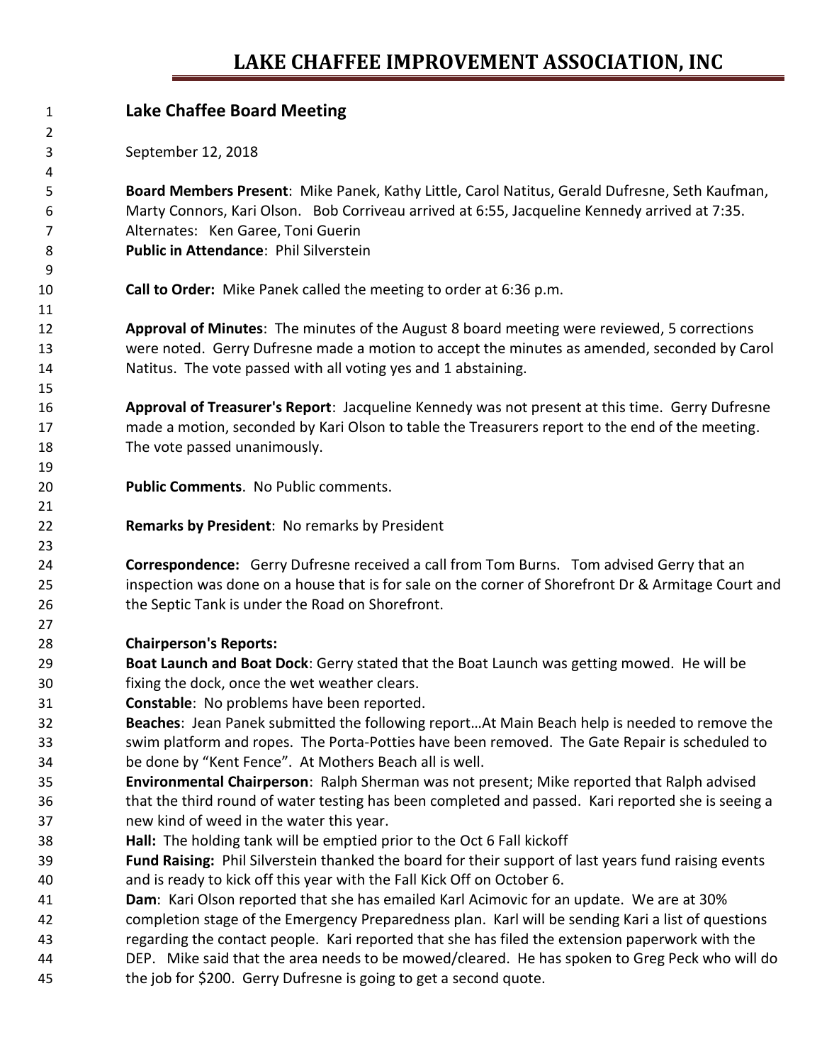# LAKE CHAFFEE IMPROVEMENT ASSOCIATION, INC

## Lake Chaffee Board Meeting

September 12, 2018

**Board Members Present**: Mike Panek, Kathy Little, Carol Natitus, Gerald Dufresne, Seth Kaufman, Marty Connors, Kari Olson. Bob Corriveau arrived at 6:55, Jacqueline Kennedy arrived at 7:35.
Alternates: Ken Garee, Toni Guerin
**Public in Attendance**: Phil Silverstein

**Call to Order:** Mike Panek called the meeting to order at 6:36 p.m.

**Approval of Minutes**: The minutes of the August 8 board meeting were reviewed, 5 corrections were noted. Gerry Dufresne made a motion to accept the minutes as amended, seconded by Carol Natitus. The vote passed with all voting yes and 1 abstaining.

**Approval of Treasurer's Report**: Jacqueline Kennedy was not present at this time. Gerry Dufresne made a motion, seconded by Kari Olson to table the Treasurers report to the end of the meeting. The vote passed unanimously.

**Public Comments**. No Public comments.

**Remarks by President**: No remarks by President

**Correspondence:** Gerry Dufresne received a call from Tom Burns. Tom advised Gerry that an inspection was done on a house that is for sale on the corner of Shorefront Dr & Armitage Court and the Septic Tank is under the Road on Shorefront.

**Chairperson's Reports:**
**Boat Launch and Boat Dock**: Gerry stated that the Boat Launch was getting mowed. He will be fixing the dock, once the wet weather clears.
**Constable**: No problems have been reported.
**Beaches**: Jean Panek submitted the following report…At Main Beach help is needed to remove the swim platform and ropes. The Porta-Potties have been removed. The Gate Repair is scheduled to be done by "Kent Fence". At Mothers Beach all is well.
**Environmental Chairperson**: Ralph Sherman was not present; Mike reported that Ralph advised that the third round of water testing has been completed and passed. Kari reported she is seeing a new kind of weed in the water this year.
**Hall:** The holding tank will be emptied prior to the Oct 6 Fall kickoff
**Fund Raising:** Phil Silverstein thanked the board for their support of last years fund raising events and is ready to kick off this year with the Fall Kick Off on October 6.
**Dam**: Kari Olson reported that she has emailed Karl Acimovic for an update. We are at 30% completion stage of the Emergency Preparedness plan. Karl will be sending Kari a list of questions regarding the contact people. Kari reported that she has filed the extension paperwork with the DEP. Mike said that the area needs to be mowed/cleared. He has spoken to Greg Peck who will do the job for $200. Gerry Dufresne is going to get a second quote.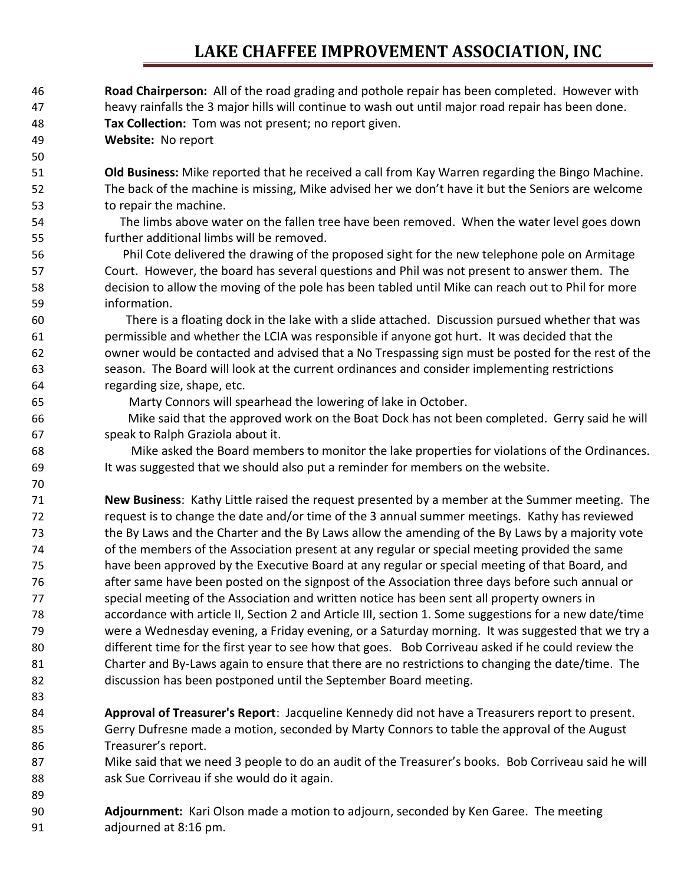**Road Chairperson:** All of the road grading and pothole repair has been completed. However with heavy rainfalls the 3 major hills will continue to wash out until major road repair has been done.
**Tax Collection:** Tom was not present; no report given.
**Website:** No report

**Old Business:** Mike reported that he received a call from Kay Warren regarding the Bingo Machine. The back of the machine is missing, Mike advised her we don't have it but the Seniors are welcome to repair the machine.

The limbs above water on the fallen tree have been removed. When the water level goes down further additional limbs will be removed.

Phil Cote delivered the drawing of the proposed sight for the new telephone pole on Armitage Court. However, the board has several questions and Phil was not present to answer them. The decision to allow the moving of the pole has been tabled until Mike can reach out to Phil for more information.

There is a floating dock in the lake with a slide attached. Discussion pursued whether that was permissible and whether the LCIA was responsible if anyone got hurt. It was decided that the owner would be contacted and advised that a No Trespassing sign must be posted for the rest of the season. The Board will look at the current ordinances and consider implementing restrictions regarding size, shape, etc.

Marty Connors will spearhead the lowering of lake in October.

Mike said that the approved work on the Boat Dock has not been completed. Gerry said he will speak to Ralph Graziola about it.

Mike asked the Board members to monitor the lake properties for violations of the Ordinances. It was suggested that we should also put a reminder for members on the website.

**New Business**: Kathy Little raised the request presented by a member at the Summer meeting. The request is to change the date and/or time of the 3 annual summer meetings. Kathy has reviewed the By Laws and the Charter and the By Laws allow the amending of the By Laws by a majority vote of the members of the Association present at any regular or special meeting provided the same have been approved by the Executive Board at any regular or special meeting of that Board, and after same have been posted on the signpost of the Association three days before such annual or special meeting of the Association and written notice has been sent all property owners in accordance with article II, Section 2 and Article III, section 1. Some suggestions for a new date/time were a Wednesday evening, a Friday evening, or a Saturday morning. It was suggested that we try a different time for the first year to see how that goes. Bob Corriveau asked if he could review the Charter and By-Laws again to ensure that there are no restrictions to changing the date/time. The discussion has been postponed until the September Board meeting.

**Approval of Treasurer's Report**: Jacqueline Kennedy did not have a Treasurers report to present. Gerry Dufresne made a motion, seconded by Marty Connors to table the approval of the August Treasurer's report.
Mike said that we need 3 people to do an audit of the Treasurer's books. Bob Corriveau said he will ask Sue Corriveau if she would do it again.

**Adjournment:** Kari Olson made a motion to adjourn, seconded by Ken Garee. The meeting adjourned at 8:16 pm.